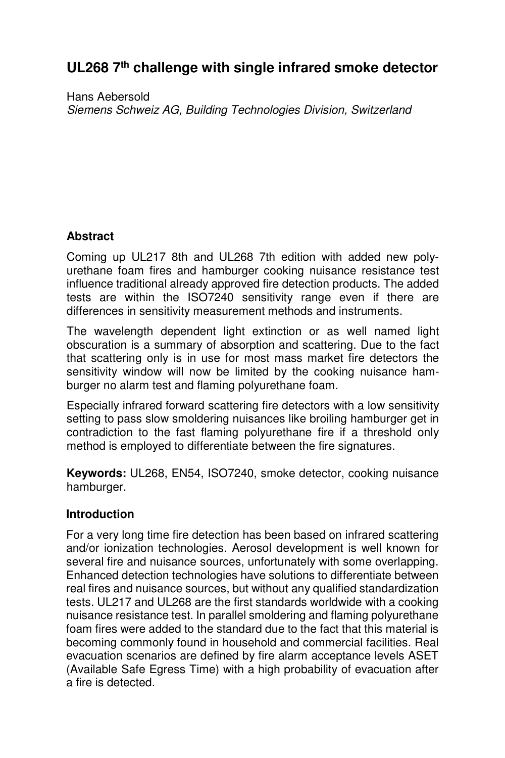# UL268 7th challenge with single infrared smoke detector

Hans Aebersold

*Siemens Schweiz AG, Building Technologies Division, Switzerland*

## Abstract

Coming up UL217 8th and UL268 7th edition with added new poly-urethane foam fires and hamburger cooking nuisance resistance test influence traditional already approved fire detection products. The added tests are within the ISO7240 sensitivity range even if there are differences in sensitivity measurement methods and instruments.

The wavelength dependent light extinction or as well named light obscuration is a summary of absorption and scattering. Due to the fact that scattering only is in use for most mass market fire detectors the sensitivity window will now be limited by the cooking nuisance ham-burger no alarm test and flaming polyurethane foam.

Especially infrared forward scattering fire detectors with a low sensitivity setting to pass slow smoldering nuisances like broiling hamburger get in contradiction to the fast flaming polyurethane fire if a threshold only method is employed to differentiate between the fire signatures.

**Keywords:** UL268, EN54, ISO7240, smoke detector, cooking nuisance hamburger.

## Introduction

For a very long time fire detection has been based on infrared scattering and/or ionization technologies. Aerosol development is well known for several fire and nuisance sources, unfortunately with some overlapping. Enhanced detection technologies have solutions to differentiate between real fires and nuisance sources, but without any qualified standardization tests. UL217 and UL268 are the first standards worldwide with a cooking nuisance resistance test. In parallel smoldering and flaming polyurethane foam fires were added to the standard due to the fact that this material is becoming commonly found in household and commercial facilities. Real evacuation scenarios are defined by fire alarm acceptance levels ASET (Available Safe Egress Time) with a high probability of evacuation after a fire is detected.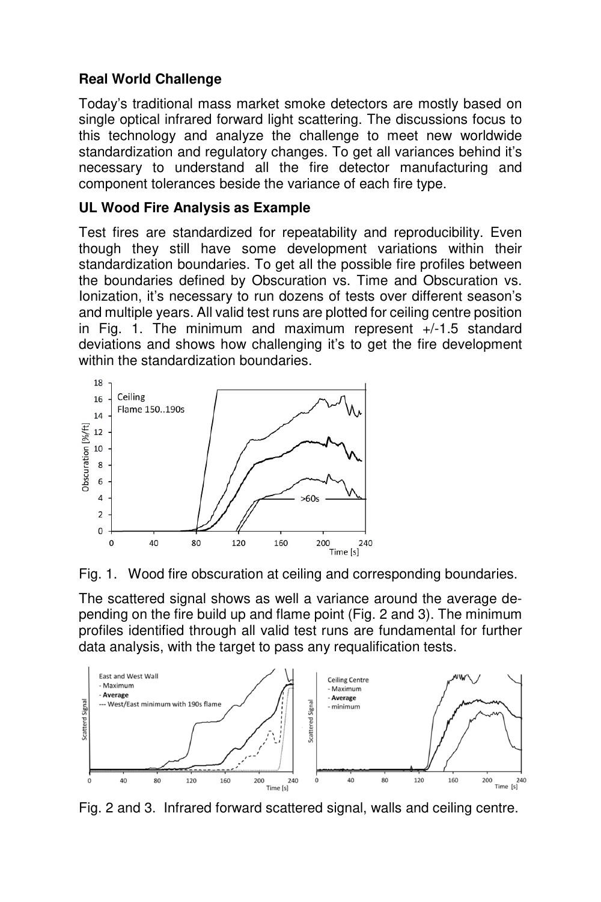**Real World Challenge**

Today's traditional mass market smoke detectors are mostly based on single optical infrared forward light scattering. The discussions focus to this technology and analyze the challenge to meet new worldwide standardization and regulatory changes. To get all variances behind it's necessary to understand all the fire detector manufacturing and component tolerances beside the variance of each fire type.

**UL Wood Fire Analysis as Example**

Test fires are standardized for repeatability and reproducibility. Even though they still have some development variations within their standardization boundaries. To get all the possible fire profiles between the boundaries defined by Obscuration vs. Time and Obscuration vs. Ionization, it's necessary to run dozens of tests over different season's and multiple years. All valid test runs are plotted for ceiling centre position in Fig. 1. The minimum and maximum represent +/-1.5 standard deviations and shows how challenging it's to get the fire development within the standardization boundaries.

Fig. 1. Wood fire obscuration at ceiling and corresponding boundaries.

The scattered signal shows as well a variance around the average depending on the fire build up and flame point (Fig. 2 and 3). The minimum profiles identified through all valid test runs are fundamental for further data analysis, with the target to pass any requalification tests.

Fig. 2 and 3. Infrared forward scattered signal, walls and ceiling centre.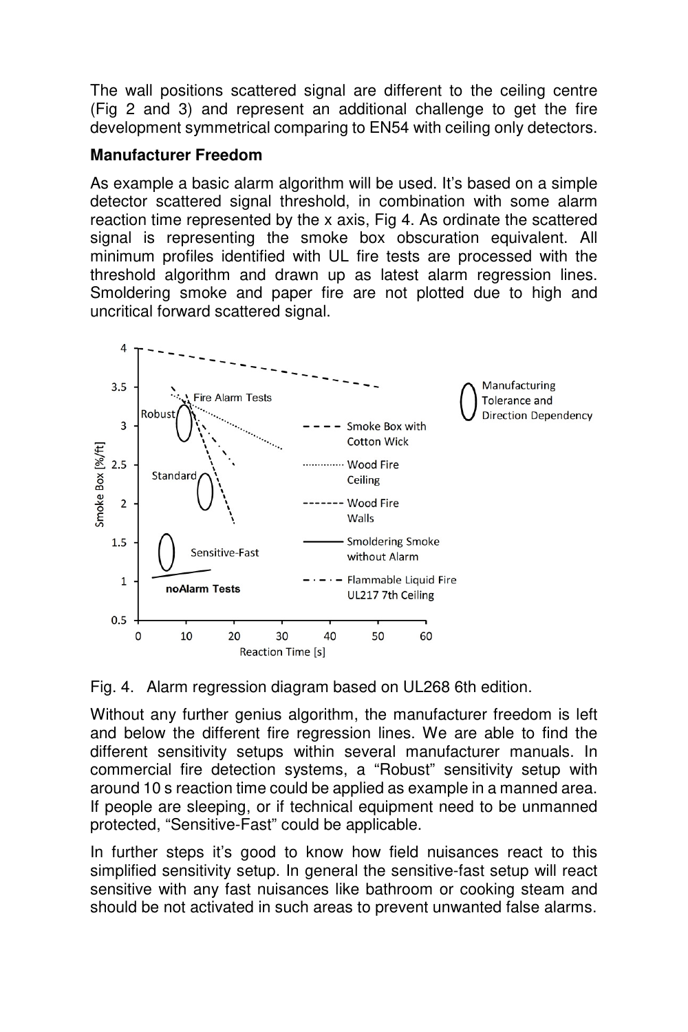The wall positions scattered signal are different to the ceiling centre (Fig 2 and 3) and represent an additional challenge to get the fire development symmetrical comparing to EN54 with ceiling only detectors.

**Manufacturer Freedom**

As example a basic alarm algorithm will be used. It's based on a simple detector scattered signal threshold, in combination with some alarm reaction time represented by the x axis, Fig 4. As ordinate the scattered signal is representing the smoke box obscuration equivalent. All minimum profiles identified with UL fire tests are processed with the threshold algorithm and drawn up as latest alarm regression lines. Smoldering smoke and paper fire are not plotted due to high and uncritical forward scattered signal.

Fig. 4. Alarm regression diagram based on UL268 6th edition.

Without any further genius algorithm, the manufacturer freedom is left and below the different fire regression lines. We are able to find the different sensitivity setups within several manufacturer manuals. In commercial fire detection systems, a "Robust" sensitivity setup with around 10 s reaction time could be applied as example in a manned area. If people are sleeping, or if technical equipment need to be unmanned protected, "Sensitive-Fast" could be applicable.

In further steps it's good to know how field nuisances react to this simplified sensitivity setup. In general the sensitive-fast setup will react sensitive with any fast nuisances like bathroom or cooking steam and should be not activated in such areas to prevent unwanted false alarms.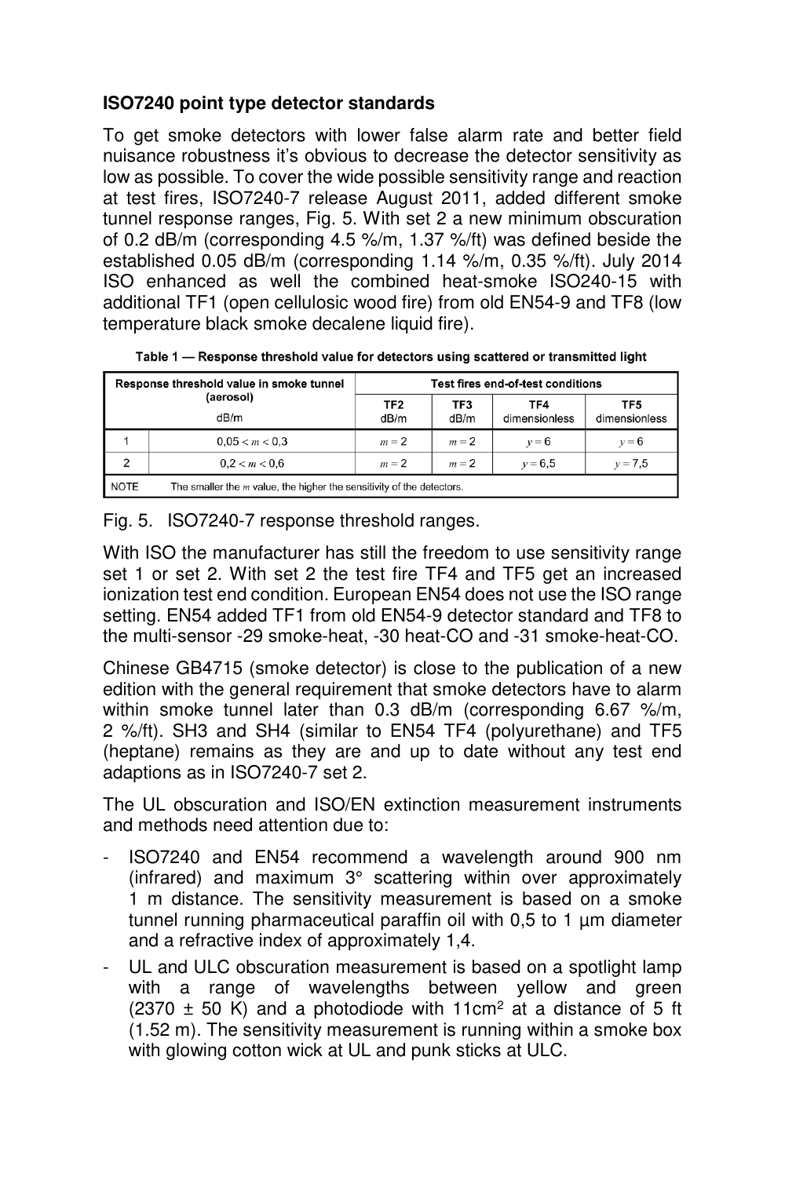**ISO7240 point type detector standards**

To get smoke detectors with lower false alarm rate and better field nuisance robustness it's obvious to decrease the detector sensitivity as low as possible. To cover the wide possible sensitivity range and reaction at test fires, ISO7240-7 release August 2011, added different smoke tunnel response ranges, Fig. 5. With set 2 a new minimum obscuration of 0.2 dB/m (corresponding 4.5 %/m, 1.37 %/ft) was defined beside the established 0.05 dB/m (corresponding 1.14 %/m, 0.35 %/ft). July 2014 ISO enhanced as well the combined heat-smoke ISO240-15 with additional TF1 (open cellulosic wood fire) from old EN54-9 and TF8 (low temperature black smoke decalene liquid fire).

**Table 1 — Response threshold value for detectors using scattered or transmitted light**

| Response threshold value in smoke tunnel (aerosol) dB/m | | Test fires end-of-test conditions | | | |
|---|---|---|---|---|---|
| | | TF2 dB/m | TF3 dB/m | TF4 dimensionless | TF5 dimensionless |
| 1 | $0{,}05 < m < 0{,}3$ | $m = 2$ | $m = 2$ | $y = 6$ | $y = 6$ |
| 2 | $0{,}2 < m < 0{,}6$ | $m = 2$ | $m = 2$ | $y = 6{,}5$ | $y = 7{,}5$ |
| NOTE | The smaller the $m$ value, the higher the sensitivity of the detectors. | | | | |

Fig. 5. ISO7240-7 response threshold ranges.

With ISO the manufacturer has still the freedom to use sensitivity range set 1 or set 2. With set 2 the test fire TF4 and TF5 get an increased ionization test end condition. European EN54 does not use the ISO range setting. EN54 added TF1 from old EN54-9 detector standard and TF8 to the multi-sensor -29 smoke-heat, -30 heat-CO and -31 smoke-heat-CO.

Chinese GB4715 (smoke detector) is close to the publication of a new edition with the general requirement that smoke detectors have to alarm within smoke tunnel later than 0.3 dB/m (corresponding 6.67 %/m, 2 %/ft). SH3 and SH4 (similar to EN54 TF4 (polyurethane) and TF5 (heptane) remains as they are and up to date without any test end adaptions as in ISO7240-7 set 2.

The UL obscuration and ISO/EN extinction measurement instruments and methods need attention due to:

- ISO7240 and EN54 recommend a wavelength around 900 nm (infrared) and maximum 3° scattering within over approximately 1 m distance. The sensitivity measurement is based on a smoke tunnel running pharmaceutical paraffin oil with 0,5 to 1 µm diameter and a refractive index of approximately 1,4.
- UL and ULC obscuration measurement is based on a spotlight lamp with a range of wavelengths between yellow and green (2370 ± 50 K) and a photodiode with 11cm$^2$ at a distance of 5 ft (1.52 m). The sensitivity measurement is running within a smoke box with glowing cotton wick at UL and punk sticks at ULC.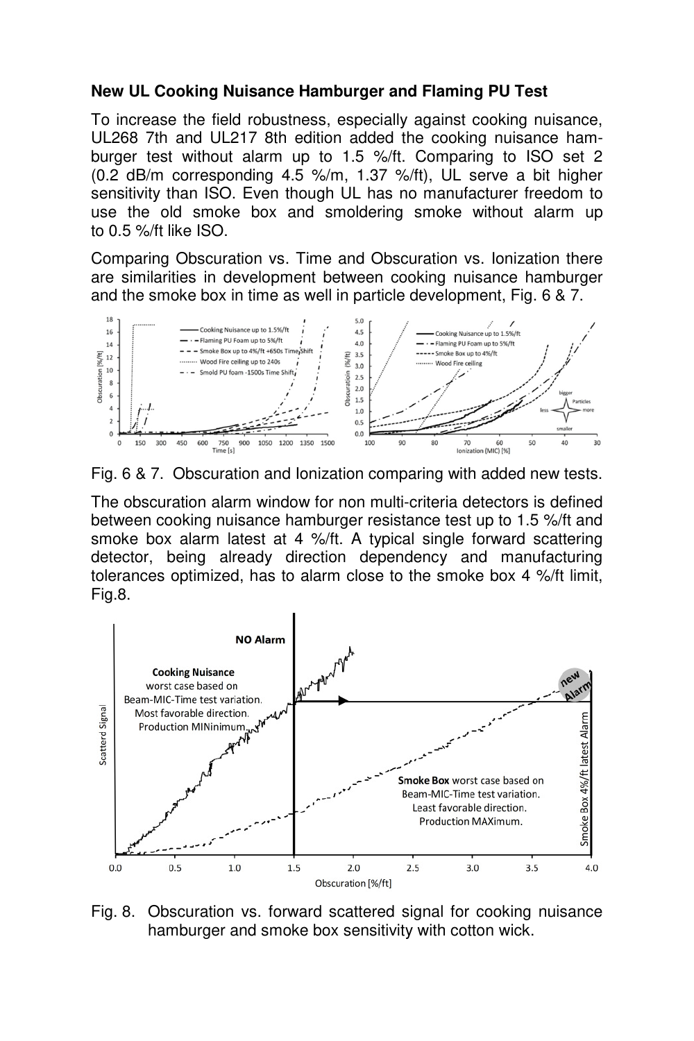**New UL Cooking Nuisance Hamburger and Flaming PU Test**

To increase the field robustness, especially against cooking nuisance, UL268 7th and UL217 8th edition added the cooking nuisance hamburger test without alarm up to 1.5 %/ft. Comparing to ISO set 2 (0.2 dB/m corresponding 4.5 %/m, 1.37 %/ft), UL serve a bit higher sensitivity than ISO. Even though UL has no manufacturer freedom to use the old smoke box and smoldering smoke without alarm up to 0.5 %/ft like ISO.

Comparing Obscuration vs. Time and Obscuration vs. Ionization there are similarities in development between cooking nuisance hamburger and the smoke box in time as well in particle development, Fig. 6 & 7.

Fig. 6 & 7. Obscuration and Ionization comparing with added new tests.

The obscuration alarm window for non multi-criteria detectors is defined between cooking nuisance hamburger resistance test up to 1.5 %/ft and smoke box alarm latest at 4 %/ft. A typical single forward scattering detector, being already direction dependency and manufacturing tolerances optimized, has to alarm close to the smoke box 4 %/ft limit, Fig.8.

Fig. 8. Obscuration vs. forward scattered signal for cooking nuisance hamburger and smoke box sensitivity with cotton wick.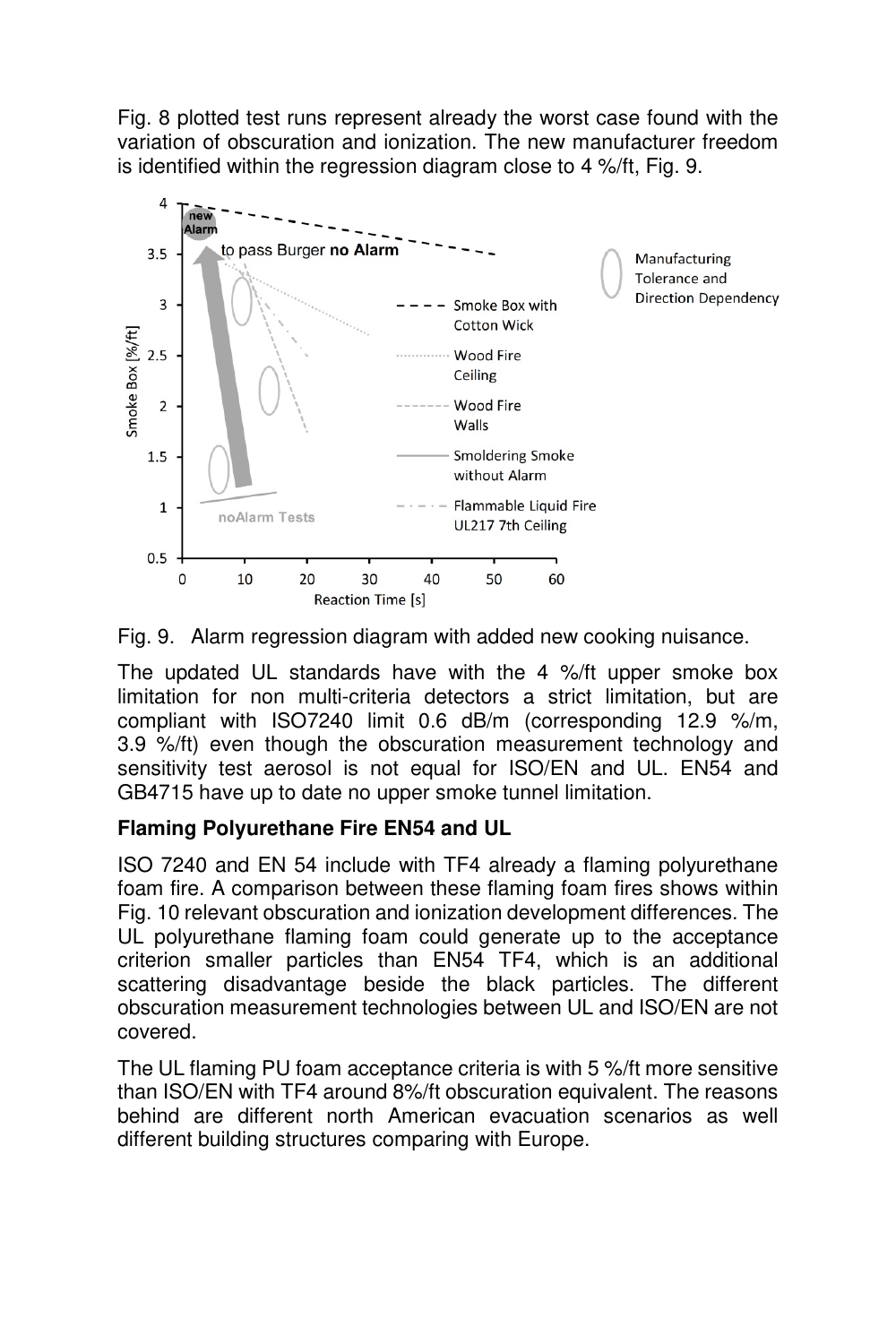Fig. 8 plotted test runs represent already the worst case found with the variation of obscuration and ionization. The new manufacturer freedom is identified within the regression diagram close to 4 %/ft, Fig. 9.

Fig. 9. Alarm regression diagram with added new cooking nuisance.

The updated UL standards have with the 4 %/ft upper smoke box limitation for non multi-criteria detectors a strict limitation, but are compliant with ISO7240 limit 0.6 dB/m (corresponding 12.9 %/m, 3.9 %/ft) even though the obscuration measurement technology and sensitivity test aerosol is not equal for ISO/EN and UL. EN54 and GB4715 have up to date no upper smoke tunnel limitation.

**Flaming Polyurethane Fire EN54 and UL**

ISO 7240 and EN 54 include with TF4 already a flaming polyurethane foam fire. A comparison between these flaming foam fires shows within Fig. 10 relevant obscuration and ionization development differences. The UL polyurethane flaming foam could generate up to the acceptance criterion smaller particles than EN54 TF4, which is an additional scattering disadvantage beside the black particles. The different obscuration measurement technologies between UL and ISO/EN are not covered.

The UL flaming PU foam acceptance criteria is with 5 %/ft more sensitive than ISO/EN with TF4 around 8%/ft obscuration equivalent. The reasons behind are different north American evacuation scenarios as well different building structures comparing with Europe.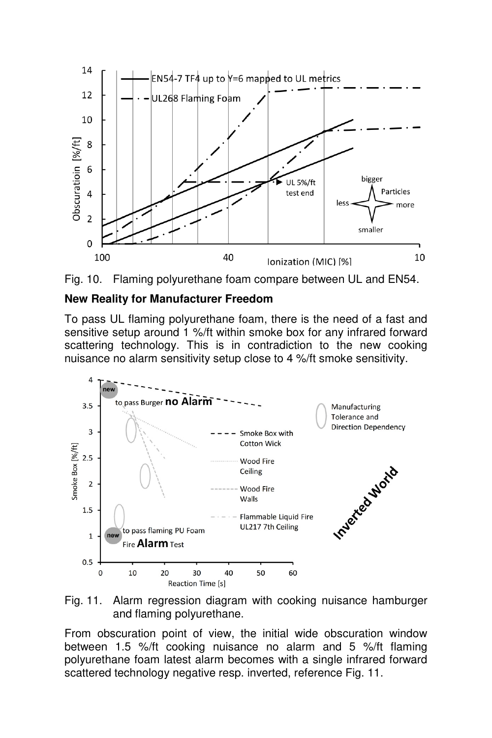Fig. 10. Flaming polyurethane foam compare between UL and EN54.

**New Reality for Manufacturer Freedom**

To pass UL flaming polyurethane foam, there is the need of a fast and sensitive setup around 1 %/ft within smoke box for any infrared forward scattering technology. This is in contradiction to the new cooking nuisance no alarm sensitivity setup close to 4 %/ft smoke sensitivity.

Fig. 11. Alarm regression diagram with cooking nuisance hamburger and flaming polyurethane.

From obscuration point of view, the initial wide obscuration window between 1.5 %/ft cooking nuisance no alarm and 5 %/ft flaming polyurethane foam latest alarm becomes with a single infrared forward scattered technology negative resp. inverted, reference Fig. 11.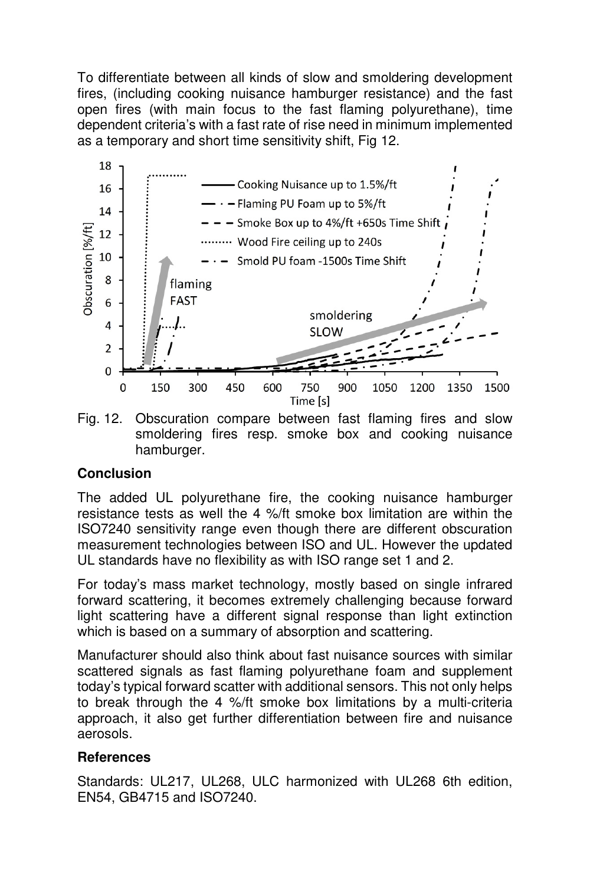To differentiate between all kinds of slow and smoldering development fires, (including cooking nuisance hamburger resistance) and the fast open fires (with main focus to the fast flaming polyurethane), time dependent criteria's with a fast rate of rise need in minimum implemented as a temporary and short time sensitivity shift, Fig 12.

Obscuration [%/ft]

18
16
14
12
10
8
6
4
2
0

0 150 300 450 600 750 900 1050 1200 1350 1500

Time [s]

Cooking Nuisance up to 1.5%/ft
Flaming PU Foam up to 5%/ft
Smoke Box up to 4%/ft +650s Time Shift
Wood Fire ceiling up to 240s
Smold PU foam -1500s Time Shift

flaming
FAST

smoldering
SLOW

Fig. 12. Obscuration compare between fast flaming fires and slow smoldering fires resp. smoke box and cooking nuisance hamburger.

**Conclusion**

The added UL polyurethane fire, the cooking nuisance hamburger resistance tests as well the 4 %/ft smoke box limitation are within the ISO7240 sensitivity range even though there are different obscuration measurement technologies between ISO and UL. However the updated UL standards have no flexibility as with ISO range set 1 and 2.

For today's mass market technology, mostly based on single infrared forward scattering, it becomes extremely challenging because forward light scattering have a different signal response than light extinction which is based on a summary of absorption and scattering.

Manufacturer should also think about fast nuisance sources with similar scattered signals as fast flaming polyurethane foam and supplement today's typical forward scatter with additional sensors. This not only helps to break through the 4 %/ft smoke box limitations by a multi-criteria approach, it also get further differentiation between fire and nuisance aerosols.

**References**

Standards: UL217, UL268, ULC harmonized with UL268 6th edition, EN54, GB4715 and ISO7240.